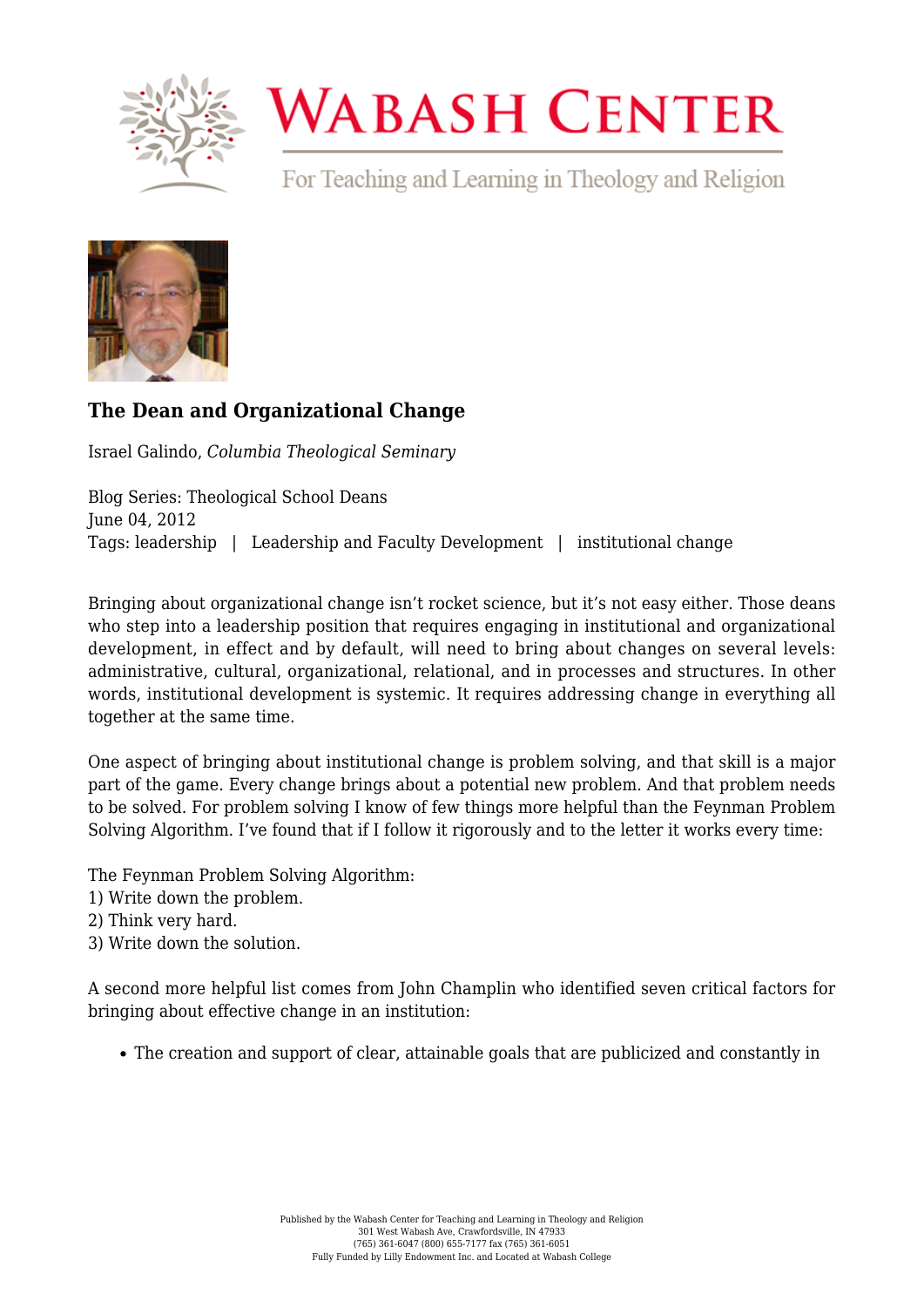# WABASH CENTER

For Teaching and Learning in Theology and Religion

### The Dean and Organizational Change

Israel Galindo, *Columbia Theological Seminary*

Blog Series: Theological School Deans
June 04, 2012
Tags: leadership | Leadership and Faculty Development | institutional change

Bringing about organizational change isn't rocket science, but it's not easy either. Those deans who step into a leadership position that requires engaging in institutional and organizational development, in effect and by default, will need to bring about changes on several levels: administrative, cultural, organizational, relational, and in processes and structures. In other words, institutional development is systemic. It requires addressing change in everything all together at the same time.

One aspect of bringing about institutional change is problem solving, and that skill is a major part of the game. Every change brings about a potential new problem. And that problem needs to be solved. For problem solving I know of few things more helpful than the Feynman Problem Solving Algorithm. I've found that if I follow it rigorously and to the letter it works every time:

The Feynman Problem Solving Algorithm:
1) Write down the problem.
2) Think very hard.
3) Write down the solution.

A second more helpful list comes from John Champlin who identified seven critical factors for bringing about effective change in an institution:

- The creation and support of clear, attainable goals that are publicized and constantly in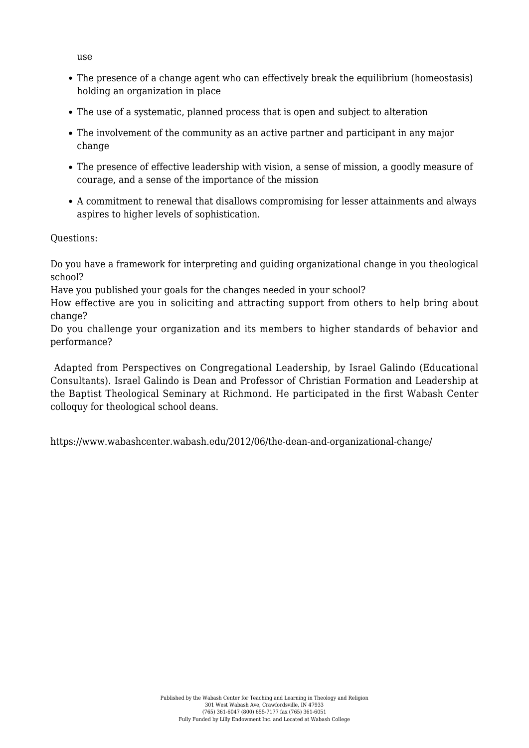use

- The presence of a change agent who can effectively break the equilibrium (homeostasis) holding an organization in place
- The use of a systematic, planned process that is open and subject to alteration
- The involvement of the community as an active partner and participant in any major change
- The presence of effective leadership with vision, a sense of mission, a goodly measure of courage, and a sense of the importance of the mission
- A commitment to renewal that disallows compromising for lesser attainments and always aspires to higher levels of sophistication.

Questions:

Do you have a framework for interpreting and guiding organizational change in you theological school?
Have you published your goals for the changes needed in your school?
How effective are you in soliciting and attracting support from others to help bring about change?
Do you challenge your organization and its members to higher standards of behavior and performance?

Adapted from Perspectives on Congregational Leadership, by Israel Galindo (Educational Consultants). Israel Galindo is Dean and Professor of Christian Formation and Leadership at the Baptist Theological Seminary at Richmond. He participated in the first Wabash Center colloquy for theological school deans.

https://www.wabashcenter.wabash.edu/2012/06/the-dean-and-organizational-change/